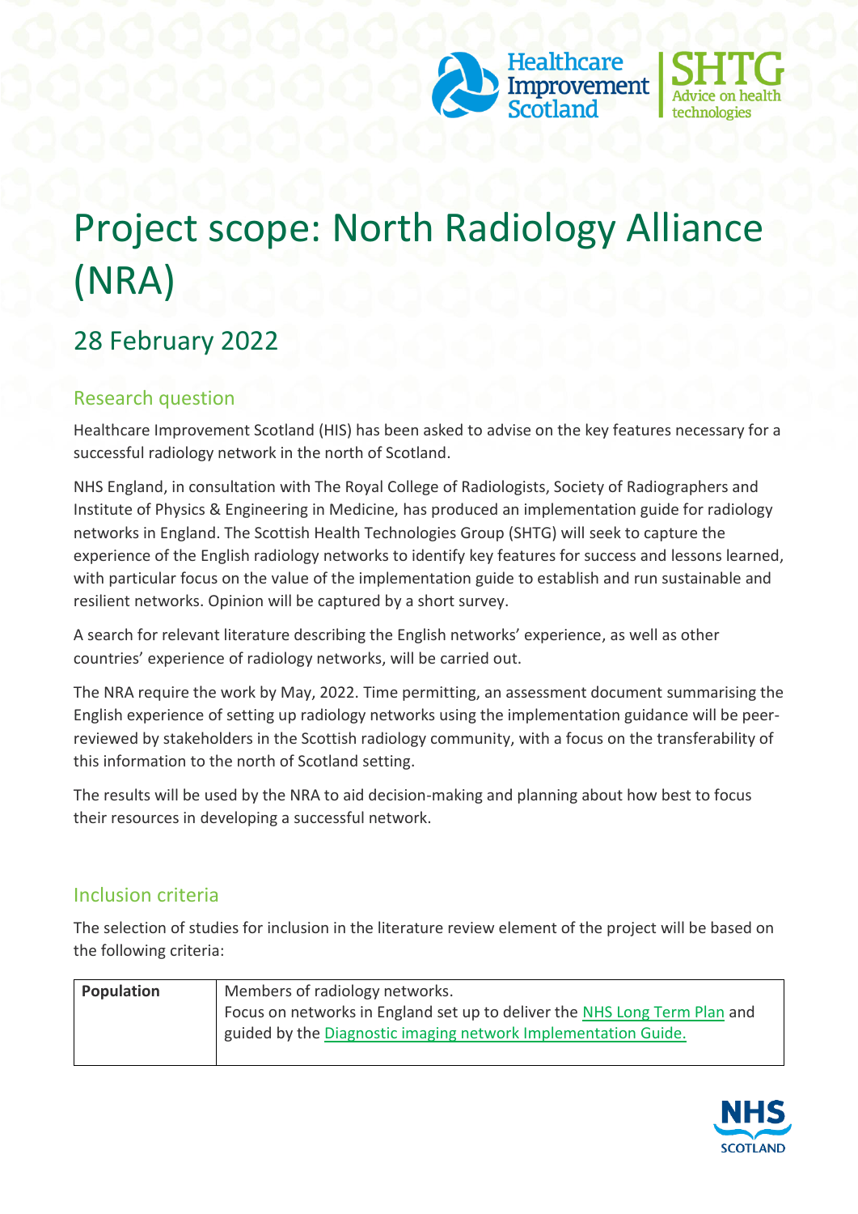# Project scope: North Radiology Alliance (NRA)

## 28 February 2022

### Research question

Healthcare Improvement Scotland (HIS) has been asked to advise on the key features necessary for a successful radiology network in the north of Scotland.

NHS England, in consultation with The Royal College of Radiologists, Society of Radiographers and Institute of Physics & Engineering in Medicine, has produced an implementation guide for radiology networks in England. The Scottish Health Technologies Group (SHTG) will seek to capture the experience of the English radiology networks to identify key features for success and lessons learned, with particular focus on the value of the implementation guide to establish and run sustainable and resilient networks. Opinion will be captured by a short survey.

A search for relevant literature describing the English networks' experience, as well as other countries' experience of radiology networks, will be carried out.

The NRA require the work by May, 2022. Time permitting, an assessment document summarising the English experience of setting up radiology networks using the implementation guidance will be peer-reviewed by stakeholders in the Scottish radiology community, with a focus on the transferability of this information to the north of Scotland setting.

The results will be used by the NRA to aid decision-making and planning about how best to focus their resources in developing a successful network.

### Inclusion criteria

The selection of studies for inclusion in the literature review element of the project will be based on the following criteria:

| | |
|---|---|
| **Population** | Members of radiology networks.<br>Focus on networks in England set up to deliver the NHS Long Term Plan and guided by the Diagnostic imaging network Implementation Guide. |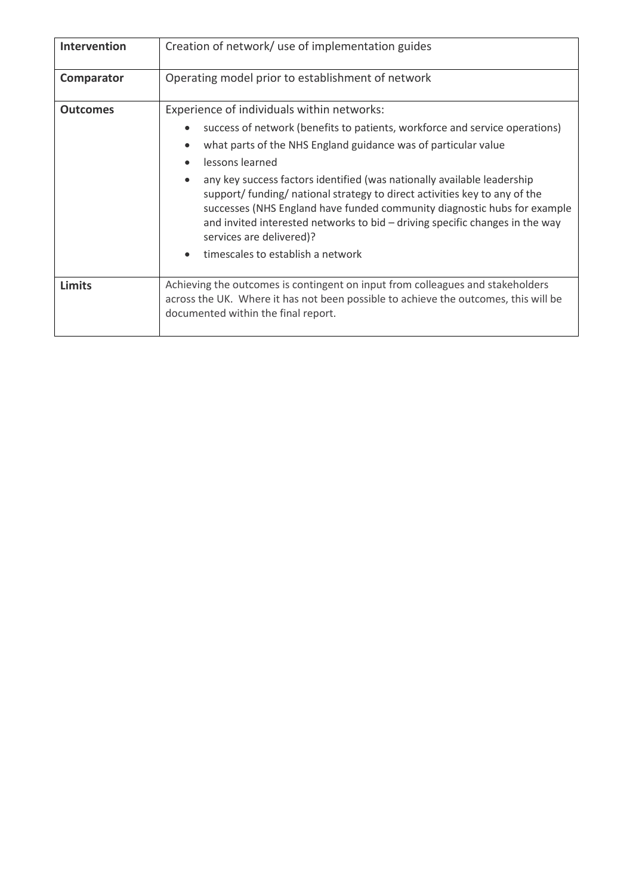| | |
|---|---|
| **Intervention** | Creation of network/ use of implementation guides |
| **Comparator** | Operating model prior to establishment of network |
| **Outcomes** | Experience of individuals within networks:<br>• success of network (benefits to patients, workforce and service operations)<br>• what parts of the NHS England guidance was of particular value<br>• lessons learned<br>• any key success factors identified (was nationally available leadership support/ funding/ national strategy to direct activities key to any of the successes (NHS England have funded community diagnostic hubs for example and invited interested networks to bid – driving specific changes in the way services are delivered)?<br>• timescales to establish a network |
| **Limits** | Achieving the outcomes is contingent on input from colleagues and stakeholders across the UK. Where it has not been possible to achieve the outcomes, this will be documented within the final report. |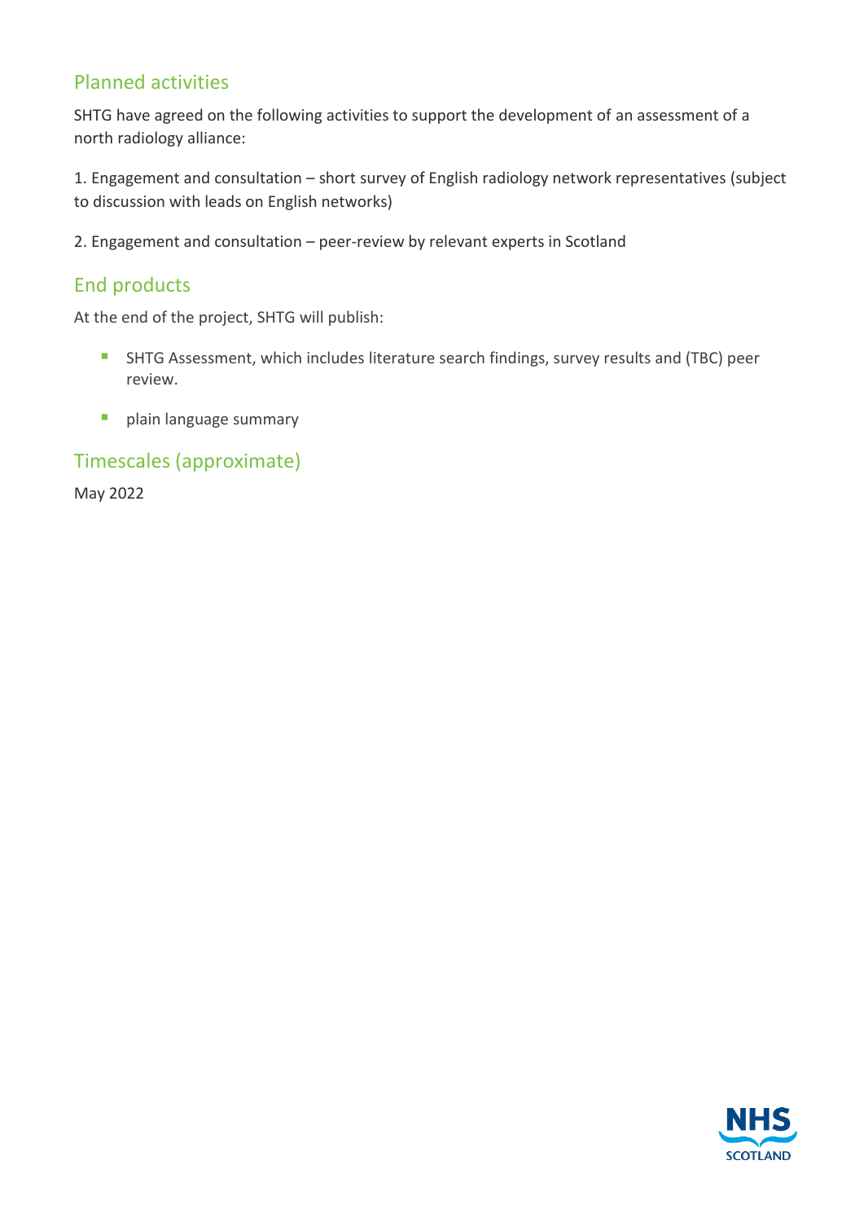## Planned activities

SHTG have agreed on the following activities to support the development of an assessment of a north radiology alliance:

1. Engagement and consultation – short survey of English radiology network representatives (subject to discussion with leads on English networks)

2. Engagement and consultation – peer-review by relevant experts in Scotland

## End products

At the end of the project, SHTG will publish:

- SHTG Assessment, which includes literature search findings, survey results and (TBC) peer review.
- plain language summary

## Timescales (approximate)

May 2022